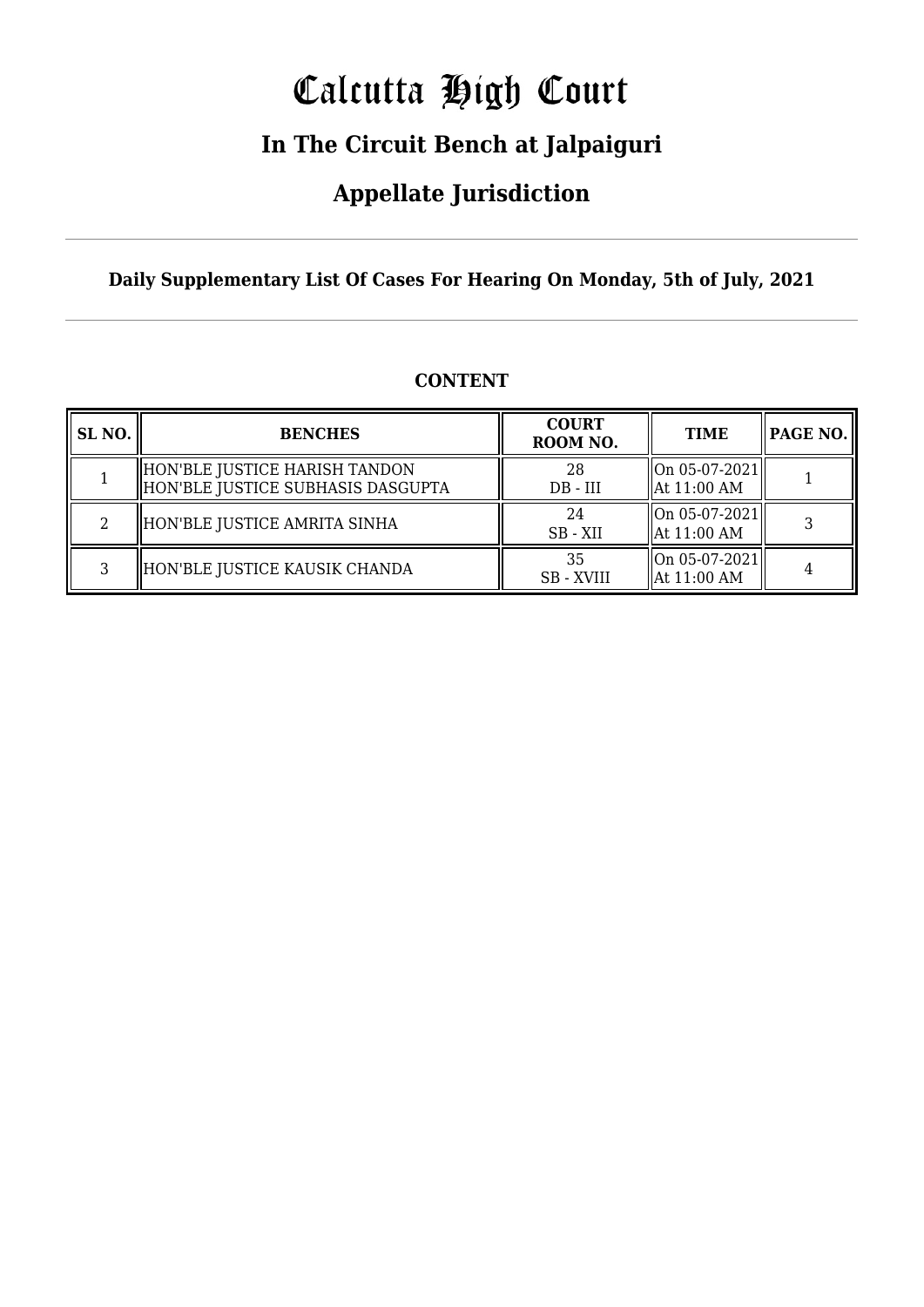# Calcutta High Court

## In The Circuit Bench at Jalpaiguri

## Appellate Jurisdiction

**Daily Supplementary List Of Cases For Hearing On Monday, 5th of July, 2021**

**CONTENT**

| SL NO. | BENCHES | COURT ROOM NO. | TIME | PAGE NO. |
|---|---|---|---|---|
| 1 | HON'BLE JUSTICE HARISH TANDON<br>HON'BLE JUSTICE SUBHASIS DASGUPTA | 28<br>DB - III | On 05-07-2021<br>At 11:00 AM | 1 |
| 2 | HON'BLE JUSTICE AMRITA SINHA | 24<br>SB - XII | On 05-07-2021<br>At 11:00 AM | 3 |
| 3 | HON'BLE JUSTICE KAUSIK CHANDA | 35<br>SB - XVIII | On 05-07-2021<br>At 11:00 AM | 4 |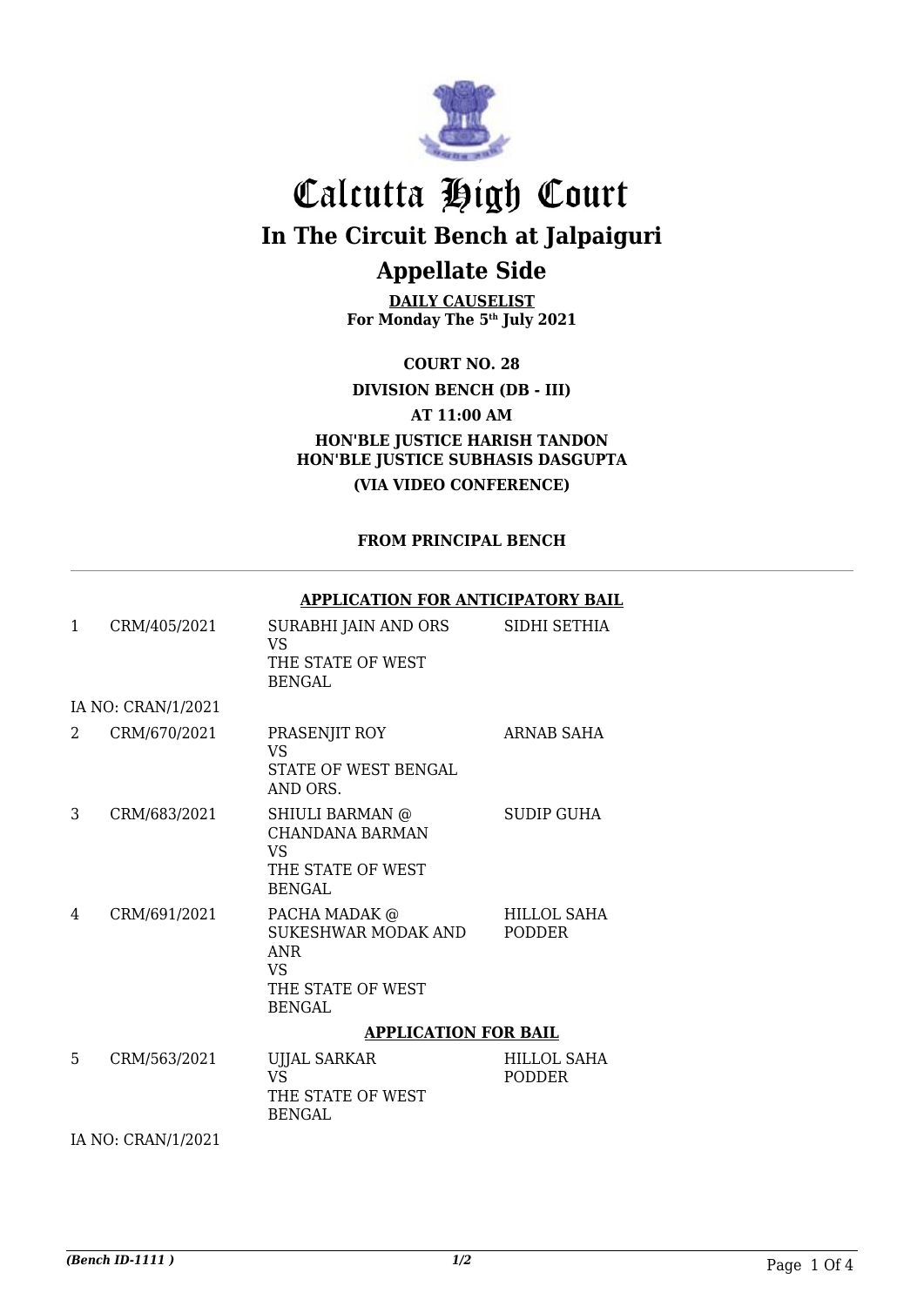# Calcutta High Court

## In The Circuit Bench at Jalpaiguri

## Appellate Side

**DAILY CAUSELIST**
**For Monday The 5th July 2021**

**COURT NO. 28**

**DIVISION BENCH (DB - III)**

**AT 11:00 AM**

**HON'BLE JUSTICE HARISH TANDON**
**HON'BLE JUSTICE SUBHASIS DASGUPTA**

**(VIA VIDEO CONFERENCE)**

**FROM PRINCIPAL BENCH**

---

**APPLICATION FOR ANTICIPATORY BAIL**

| | | | |
|---|---|---|---|
| 1 | CRM/405/2021 | SURABHI JAIN AND ORS VS THE STATE OF WEST BENGAL | SIDHI SETHIA |
| IA NO: CRAN/1/2021 | | | |
| 2 | CRM/670/2021 | PRASENJIT ROY VS STATE OF WEST BENGAL AND ORS. | ARNAB SAHA |
| 3 | CRM/683/2021 | SHIULI BARMAN @ CHANDANA BARMAN VS THE STATE OF WEST BENGAL | SUDIP GUHA |
| 4 | CRM/691/2021 | PACHA MADAK @ SUKESHWAR MODAK AND ANR VS THE STATE OF WEST BENGAL | HILLOL SAHA PODDER |

**APPLICATION FOR BAIL**

| | | | |
|---|---|---|---|
| 5 | CRM/563/2021 | UJJAL SARKAR VS THE STATE OF WEST BENGAL | HILLOL SAHA PODDER |
| IA NO: CRAN/1/2021 | | | |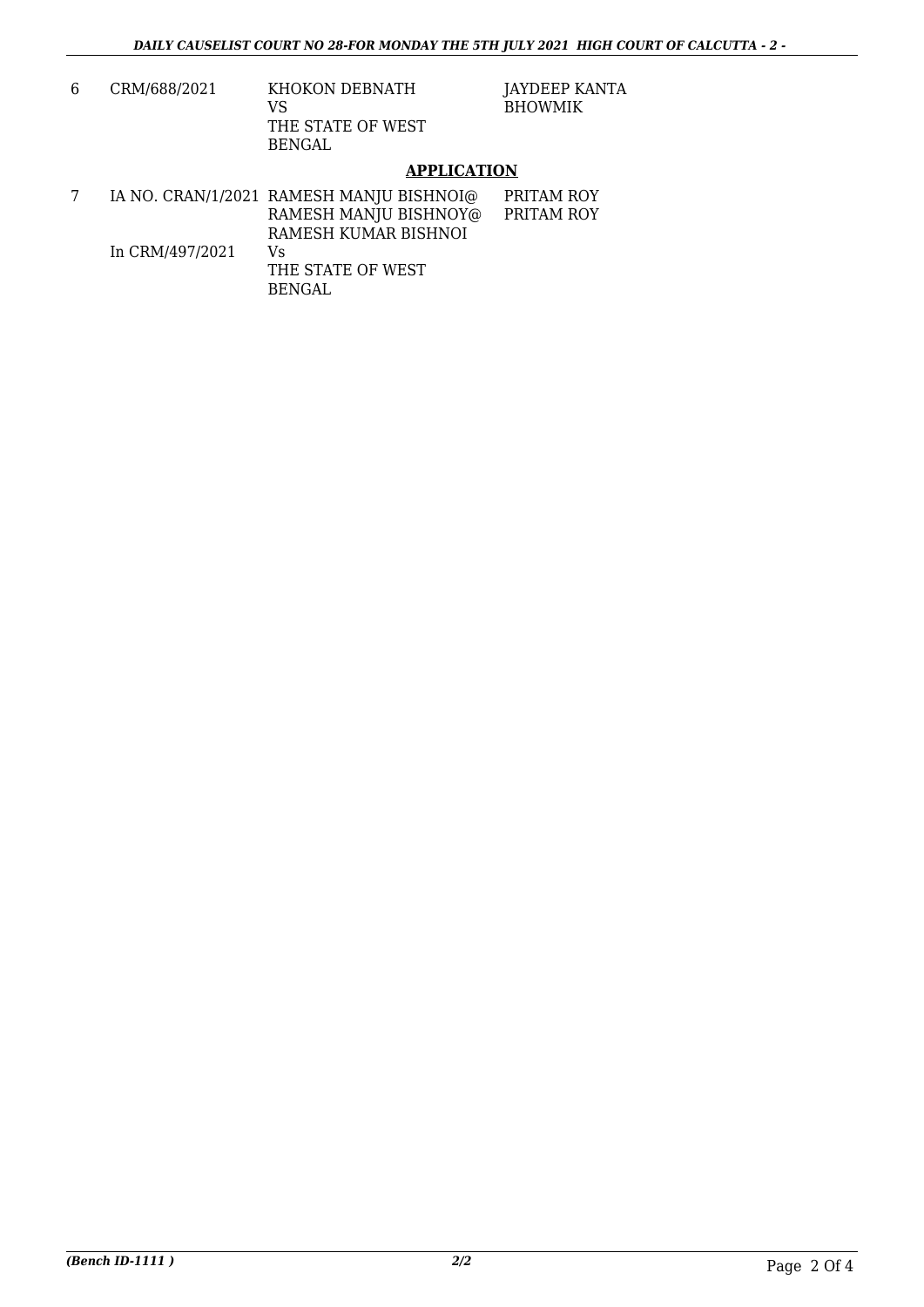| | | | |
|---|---|---|---|
| 6 | CRM/688/2021 | KHOKON DEBNATH<br>VS<br>THE STATE OF WEST BENGAL | JAYDEEP KANTA BHOWMIK |

## APPLICATION

| | | | |
|---|---|---|---|
| 7 | IA NO. CRAN/1/2021<br><br><br>In CRM/497/2021 | RAMESH MANJU BISHNOI@ RAMESH MANJU BISHNOY@ RAMESH KUMAR BISHNOI<br>Vs<br>THE STATE OF WEST BENGAL | PRITAM ROY<br>PRITAM ROY |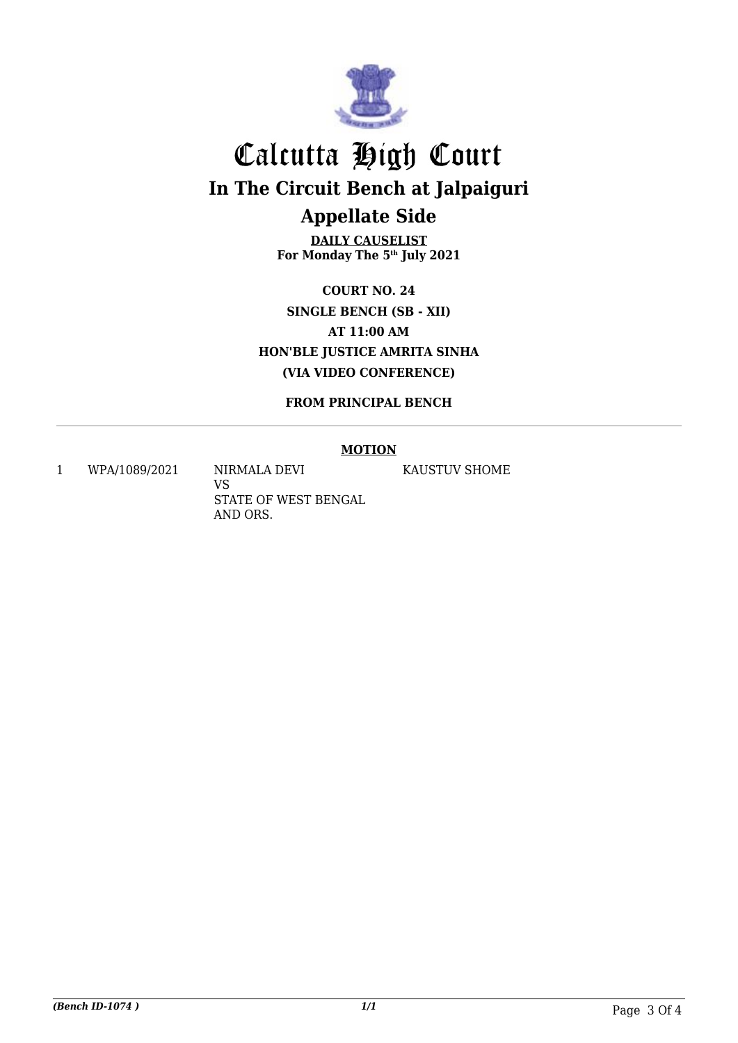# Calcutta High Court

## In The Circuit Bench at Jalpaiguri

## Appellate Side

**DAILY CAUSELIST**
**For Monday The 5th July 2021**

**COURT NO. 24**
**SINGLE BENCH (SB - XII)**
**AT 11:00 AM**
**HON'BLE JUSTICE AMRITA SINHA**
**(VIA VIDEO CONFERENCE)**

**FROM PRINCIPAL BENCH**

**MOTION**

| | | | |
|---|---|---|---|
| 1 | WPA/1089/2021 | NIRMALA DEVI<br>VS<br>STATE OF WEST BENGAL AND ORS. | KAUSTUV SHOME |

*(Bench ID-1074 )*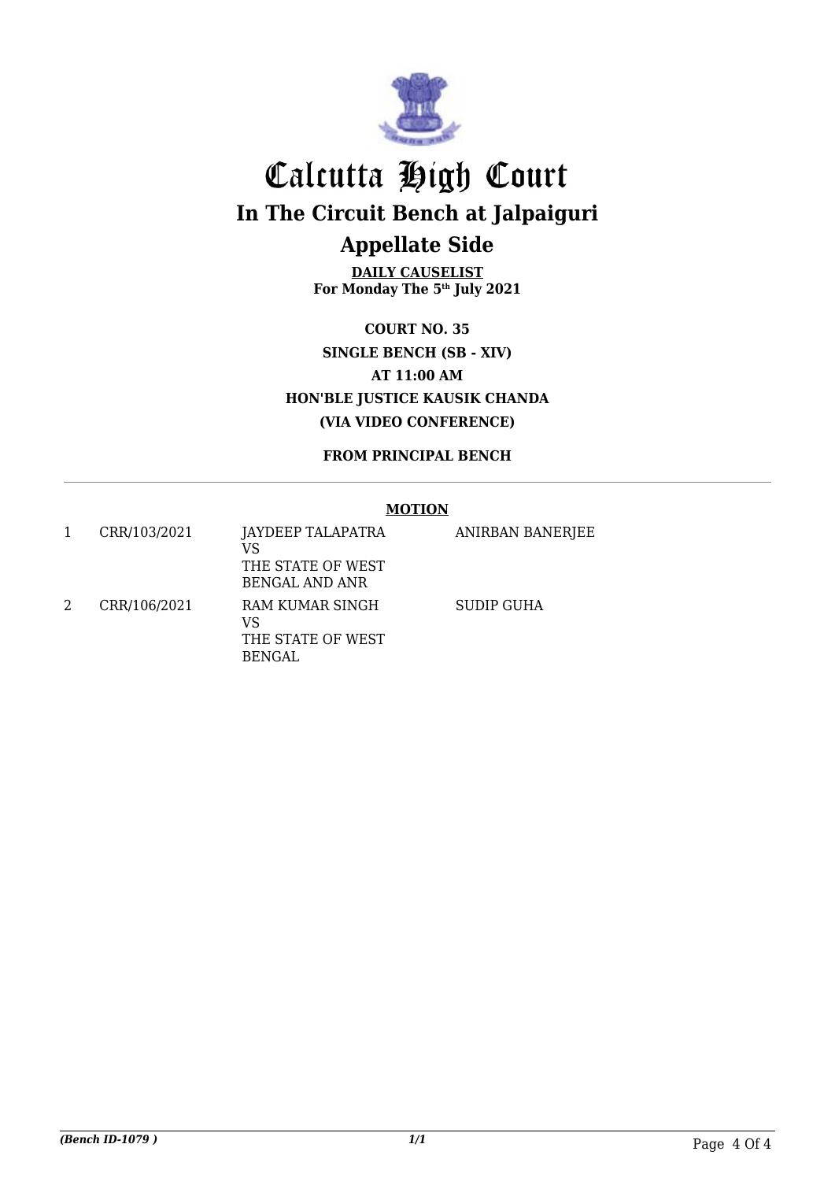# Calcutta High Court

## In The Circuit Bench at Jalpaiguri

## Appellate Side

**DAILY CAUSELIST**
**For Monday The 5th July 2021**

**COURT NO. 35**
**SINGLE BENCH (SB - XIV)**
**AT 11:00 AM**
**HON'BLE JUSTICE KAUSIK CHANDA**
**(VIA VIDEO CONFERENCE)**

**FROM PRINCIPAL BENCH**

**MOTION**

| | | | |
|---|---|---|---|
| 1 | CRR/103/2021 | JAYDEEP TALAPATRA VS THE STATE OF WEST BENGAL AND ANR | ANIRBAN BANERJEE |
| 2 | CRR/106/2021 | RAM KUMAR SINGH VS THE STATE OF WEST BENGAL | SUDIP GUHA |

*(Bench ID-1079 )*